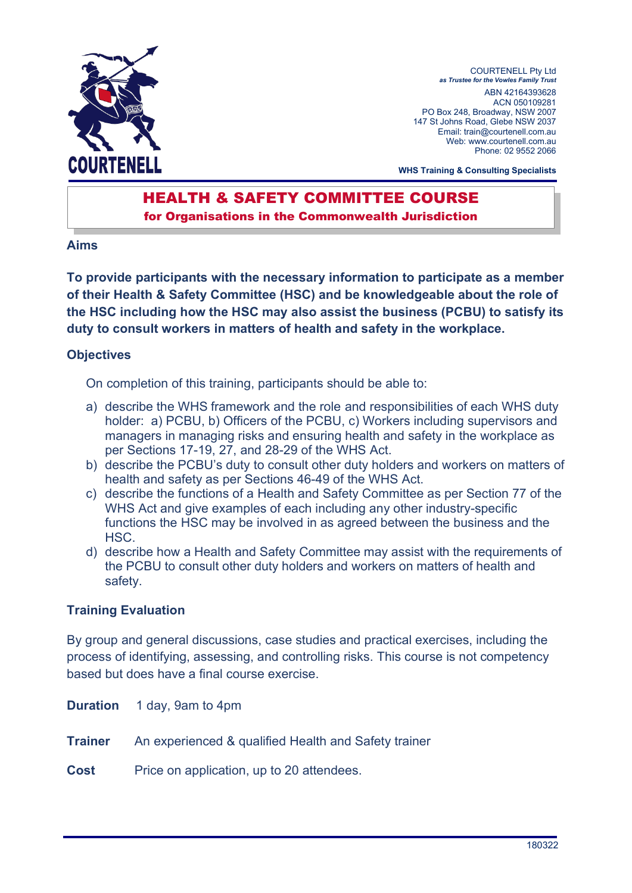COURTENELL

COURTENELL Pty Ltd
*as Trustee for the Vowles Family Trust*
ABN 42164393628
ACN 050109281
PO Box 248, Broadway, NSW 2007
147 St Johns Road, Glebe NSW 2037
Email: train@courtenell.com.au
Web: www.courtenell.com.au
Phone: 02 9552 2066

**WHS Training & Consulting Specialists**

# HEALTH & SAFETY COMMITTEE COURSE

## for Organisations in the Commonwealth Jurisdiction

### Aims

**To provide participants with the necessary information to participate as a member of their Health & Safety Committee (HSC) and be knowledgeable about the role of the HSC including how the HSC may also assist the business (PCBU) to satisfy its duty to consult workers in matters of health and safety in the workplace.**

### Objectives

On completion of this training, participants should be able to:

a) describe the WHS framework and the role and responsibilities of each WHS duty holder: a) PCBU, b) Officers of the PCBU, c) Workers including supervisors and managers in managing risks and ensuring health and safety in the workplace as per Sections 17-19, 27, and 28-29 of the WHS Act.
b) describe the PCBU's duty to consult other duty holders and workers on matters of health and safety as per Sections 46-49 of the WHS Act.
c) describe the functions of a Health and Safety Committee as per Section 77 of the WHS Act and give examples of each including any other industry-specific functions the HSC may be involved in as agreed between the business and the HSC.
d) describe how a Health and Safety Committee may assist with the requirements of the PCBU to consult other duty holders and workers on matters of health and safety.

### Training Evaluation

By group and general discussions, case studies and practical exercises, including the process of identifying, assessing, and controlling risks. This course is not competency based but does have a final course exercise.

**Duration** 1 day, 9am to 4pm

**Trainer** An experienced & qualified Health and Safety trainer

**Cost** Price on application, up to 20 attendees.

180322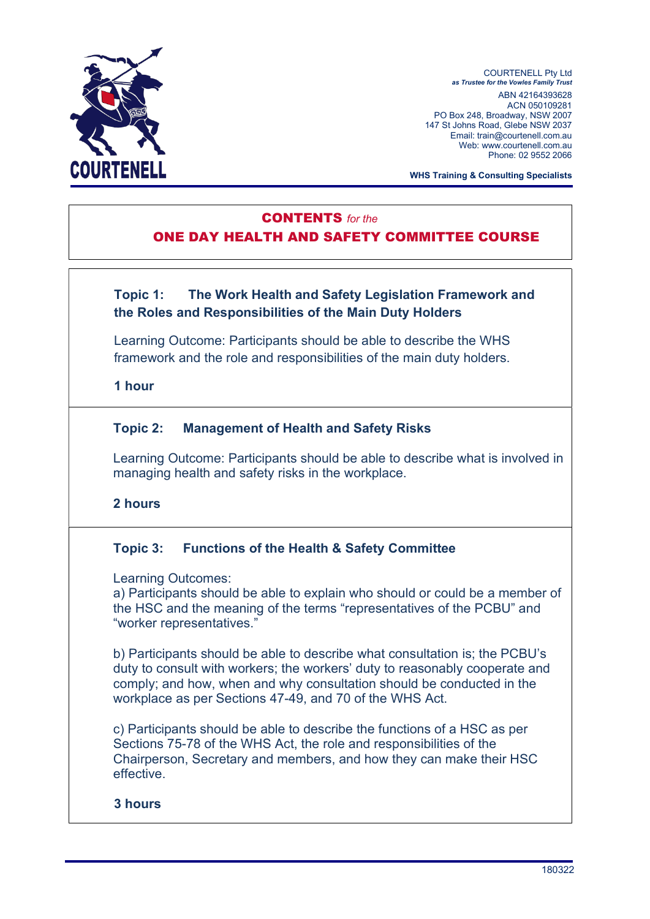COURTENELL Pty Ltd
*as Trustee for the Vowles Family Trust*
ABN 42164393628
ACN 050109281
PO Box 248, Broadway, NSW 2007
147 St Johns Road, Glebe NSW 2037
Email: train@courtenell.com.au
Web: www.courtenell.com.au
Phone: 02 9552 2066

**WHS Training & Consulting Specialists**

# CONTENTS *for the* ONE DAY HEALTH AND SAFETY COMMITTEE COURSE

## Topic 1: The Work Health and Safety Legislation Framework and the Roles and Responsibilities of the Main Duty Holders

Learning Outcome: Participants should be able to describe the WHS framework and the role and responsibilities of the main duty holders.

**1 hour**

## Topic 2: Management of Health and Safety Risks

Learning Outcome: Participants should be able to describe what is involved in managing health and safety risks in the workplace.

**2 hours**

## Topic 3: Functions of the Health & Safety Committee

Learning Outcomes:

a) Participants should be able to explain who should or could be a member of the HSC and the meaning of the terms "representatives of the PCBU" and "worker representatives."

b) Participants should be able to describe what consultation is; the PCBU's duty to consult with workers; the workers' duty to reasonably cooperate and comply; and how, when and why consultation should be conducted in the workplace as per Sections 47-49, and 70 of the WHS Act.

c) Participants should be able to describe the functions of a HSC as per Sections 75-78 of the WHS Act, the role and responsibilities of the Chairperson, Secretary and members, and how they can make their HSC effective.

**3 hours**